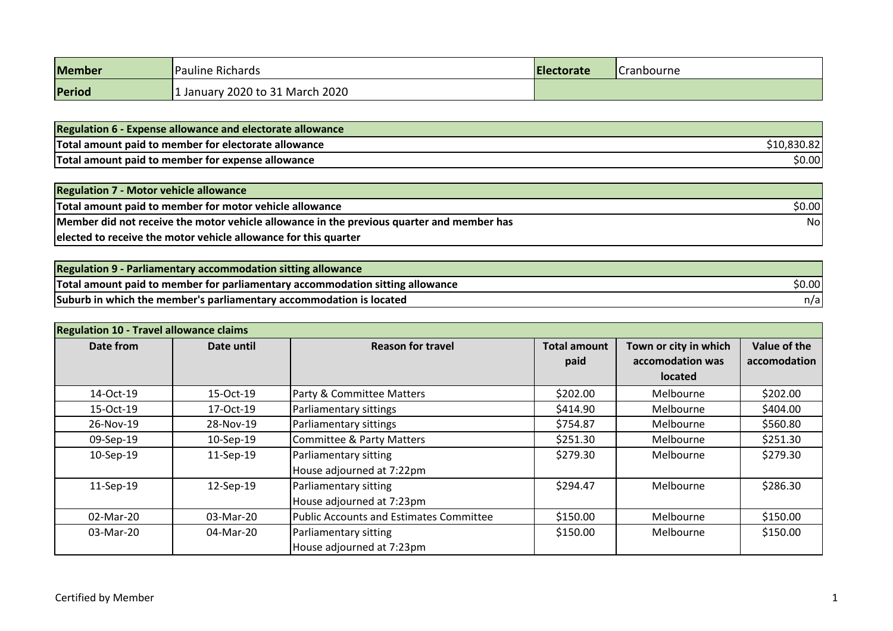| Member | Pauline Richards | Electorate | Cranbourne |
|---|---|---|---|
| Period | 1 January 2020 to 31 March 2020 | | |

| Regulation 6 - Expense allowance and electorate allowance | |
|---|---|
| Total amount paid to member for electorate allowance | $10,830.82 |
| Total amount paid to member for expense allowance | $0.00 |

| Regulation 7 - Motor vehicle allowance | |
|---|---|
| Total amount paid to member for motor vehicle allowance | $0.00 |
| Member did not receive the motor vehicle allowance in the previous quarter and member has elected to receive the motor vehicle allowance for this quarter | No |

| Regulation 9 - Parliamentary accommodation sitting allowance | |
|---|---|
| Total amount paid to member for parliamentary accommodation sitting allowance | $0.00 |
| Suburb in which the member's parliamentary accommodation is located | n/a |

**Regulation 10 - Travel allowance claims**

| Date from | Date until | Reason for travel | Total amount paid | Town or city in which accomodation was located | Value of the accomodation |
|---|---|---|---|---|---|
| 14-Oct-19 | 15-Oct-19 | Party & Committee Matters | $202.00 | Melbourne | $202.00 |
| 15-Oct-19 | 17-Oct-19 | Parliamentary sittings | $414.90 | Melbourne | $404.00 |
| 26-Nov-19 | 28-Nov-19 | Parliamentary sittings | $754.87 | Melbourne | $560.80 |
| 09-Sep-19 | 10-Sep-19 | Committee & Party Matters | $251.30 | Melbourne | $251.30 |
| 10-Sep-19 | 11-Sep-19 | Parliamentary sitting<br>House adjourned at 7:22pm | $279.30 | Melbourne | $279.30 |
| 11-Sep-19 | 12-Sep-19 | Parliamentary sitting<br>House adjourned at 7:23pm | $294.47 | Melbourne | $286.30 |
| 02-Mar-20 | 03-Mar-20 | Public Accounts and Estimates Committee | $150.00 | Melbourne | $150.00 |
| 03-Mar-20 | 04-Mar-20 | Parliamentary sitting<br>House adjourned at 7:23pm | $150.00 | Melbourne | $150.00 |

Certified by Member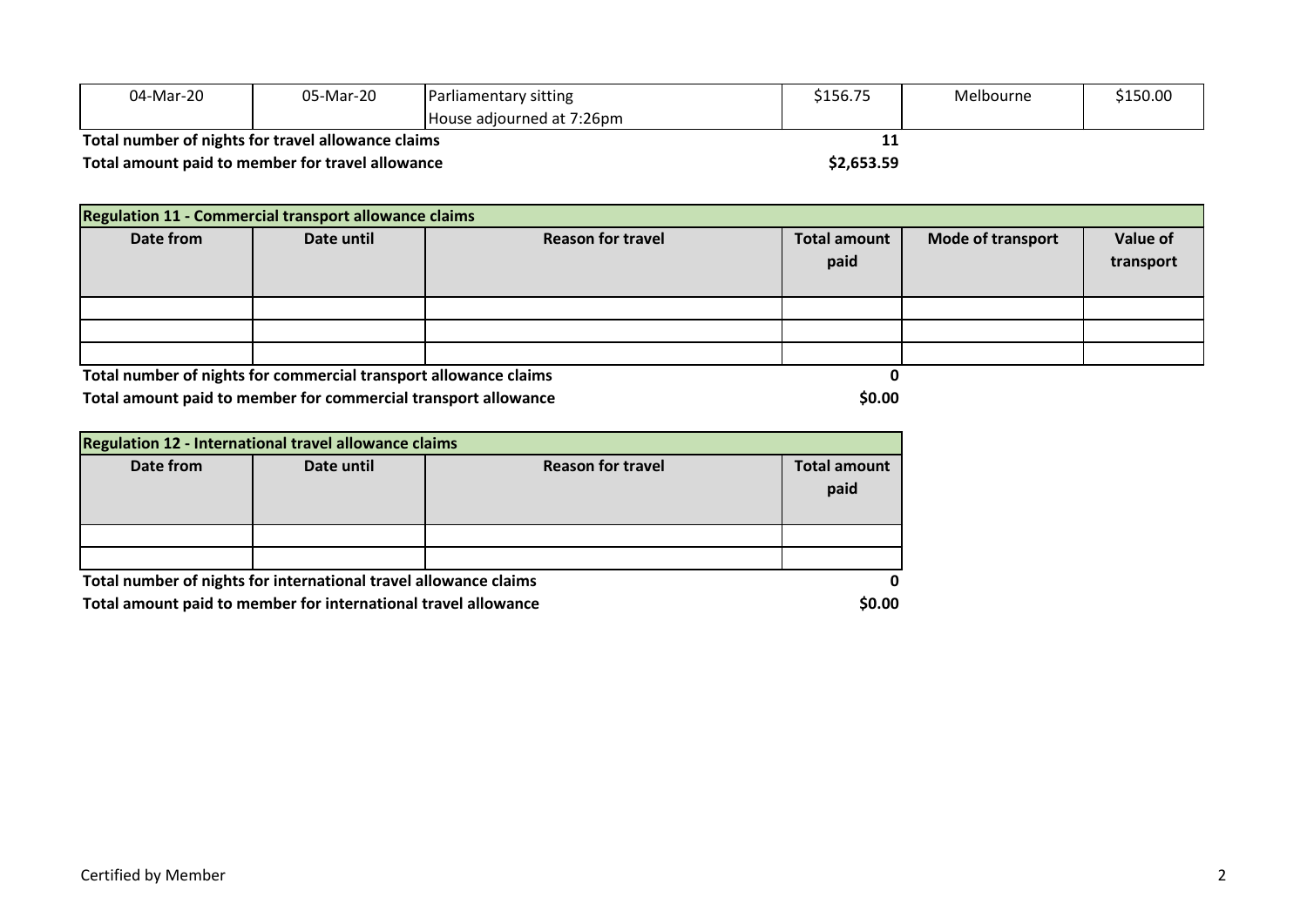| | | | | | |
|---|---|---|---|---|---|
| 04-Mar-20 | 05-Mar-20 | Parliamentary sitting<br>House adjourned at 7:26pm | $156.75 | Melbourne | $150.00 |

**Total number of nights for travel allowance claims** **11**

**Total amount paid to member for travel allowance** **$2,653.59**

| **Regulation 11 - Commercial transport allowance claims** | | | | | |
|---|---|---|---|---|---|
| **Date from** | **Date until** | **Reason for travel** | **Total amount paid** | **Mode of transport** | **Value of transport** |
| | | | | | |
| | | | | | |
| | | | | | |

**Total number of nights for commercial transport allowance claims** **0**

**Total amount paid to member for commercial transport allowance** **$0.00**

| **Regulation 12 - International travel allowance claims** | | | |
|---|---|---|---|
| **Date from** | **Date until** | **Reason for travel** | **Total amount paid** |
| | | | |
| | | | |

**Total number of nights for international travel allowance claims** **0**

**Total amount paid to member for international travel allowance** **$0.00**

Certified by Member